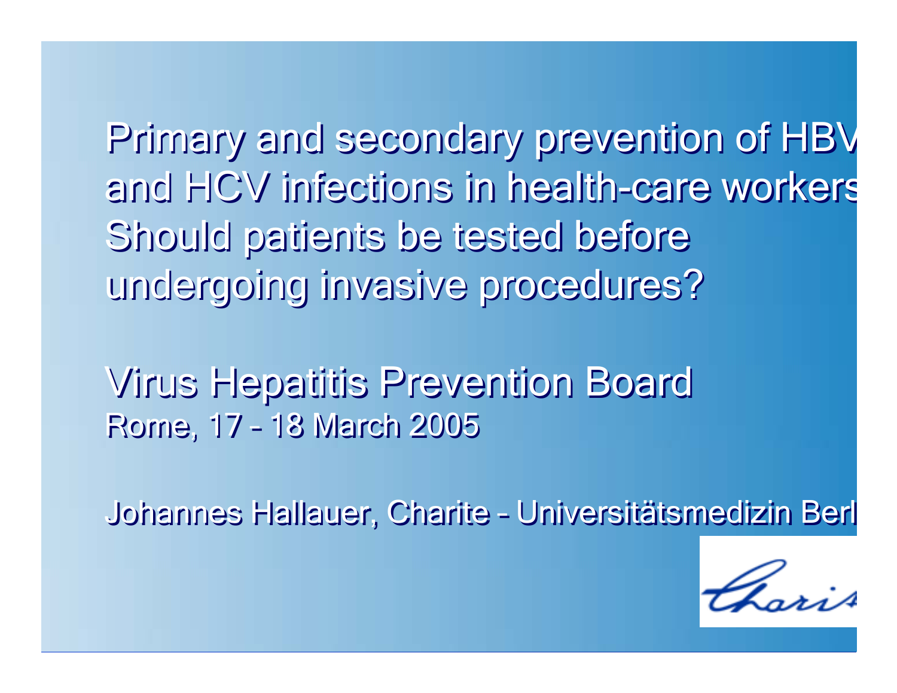# Primary and secondary prevention of HBV and HCV infections in health-care workers: Should patients be tested before undergoing invasive procedures?

## Virus Hepatitis Prevention Board

Rome, 17 - 18 March 2005

Johannes Hallauer, Charite - Universitätsmedizin Berl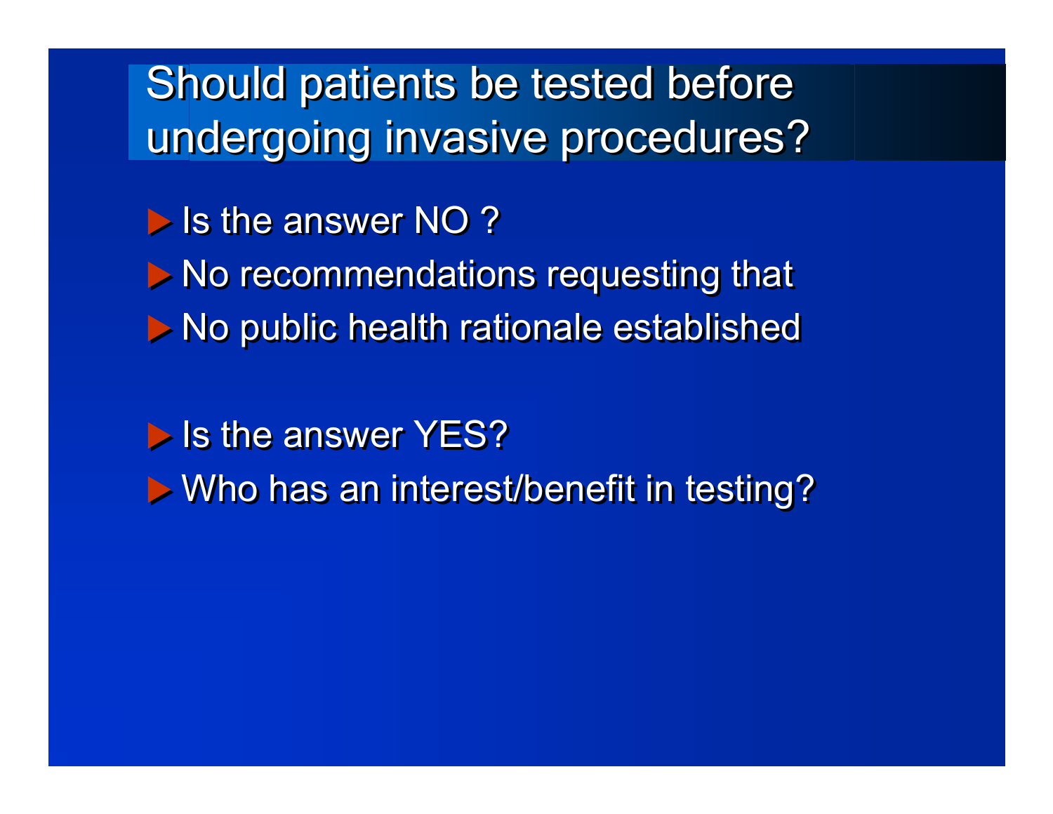# Should patients be tested before undergoing invasive procedures?

- Is the answer NO ?
- No recommendations requesting that
- No public health rationale established

- Is the answer YES?
- Who has an interest/benefit in testing?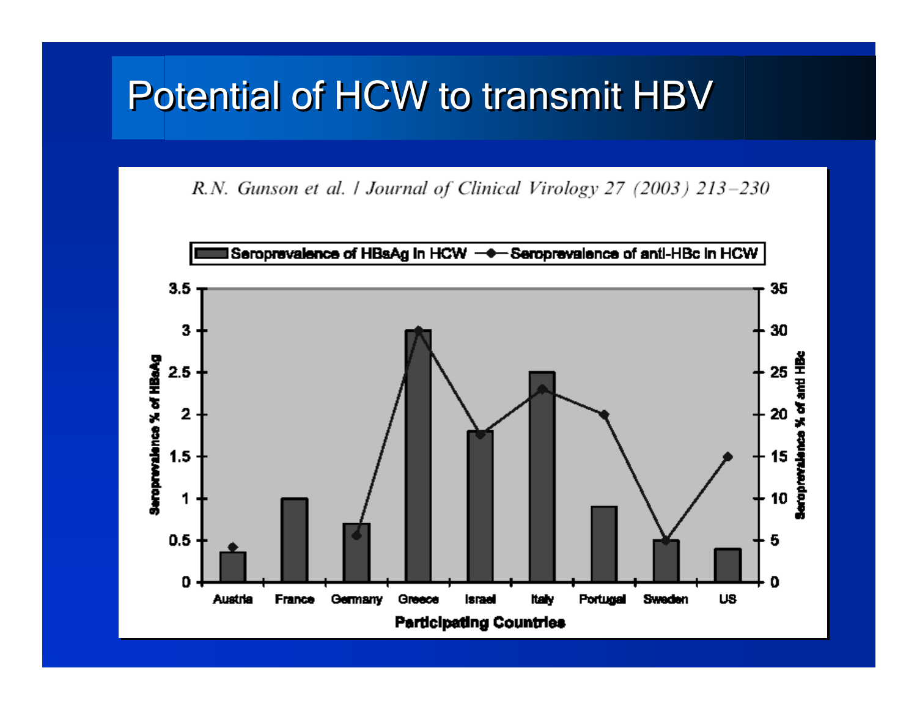# Potential of HCW to transmit HBV

*R.N. Gunson et al. / Journal of Clinical Virology 27 (2003) 213–230*

■ Seroprevalence of HBsAg in HCW —◆— Seroprevalence of anti-HBc in HCW

Seroprevalence % of HBsAg

Seroprevalence % of anti HBc

Austria France Germany Greece Israel Italy Portugal Sweden US

**Participating Countries**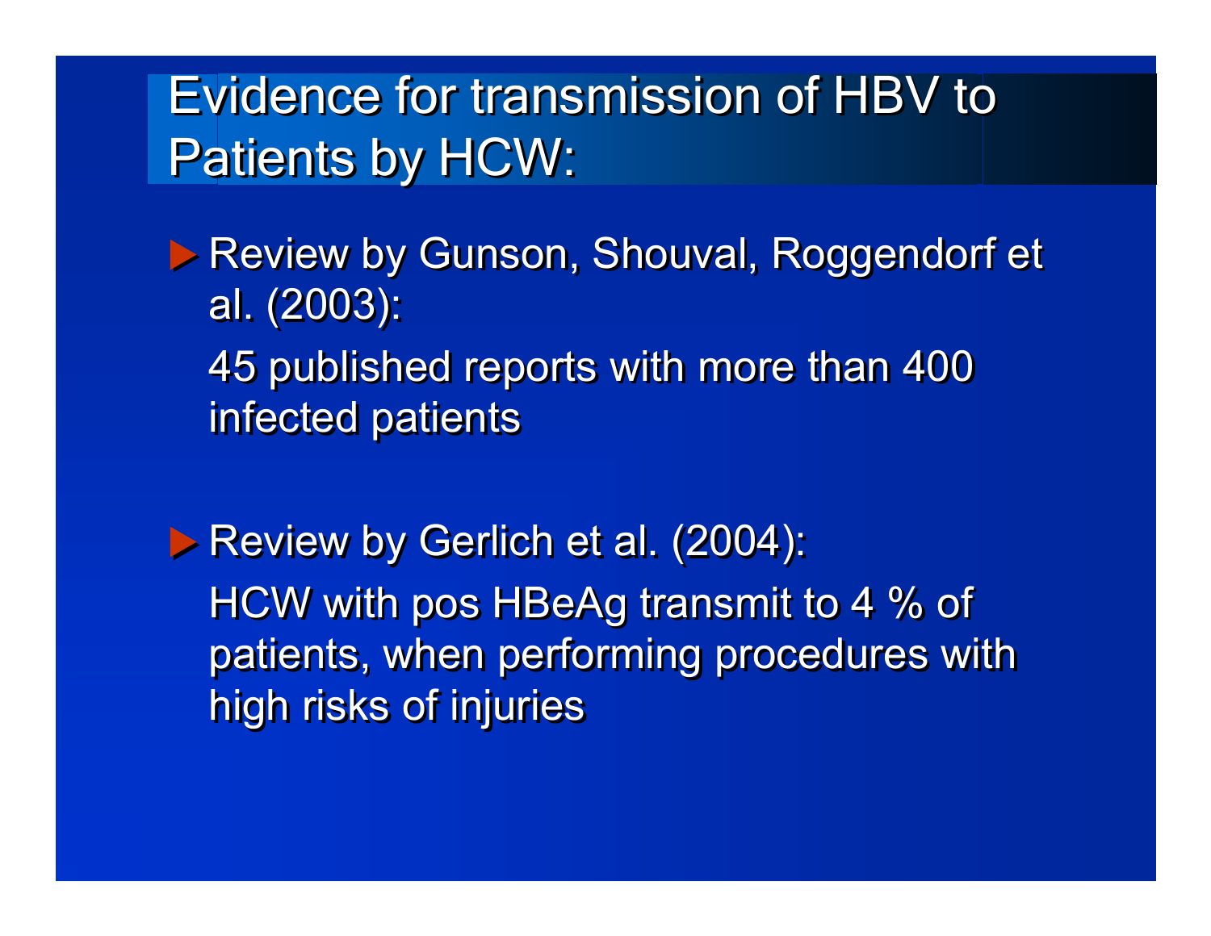# Evidence for transmission of HBV to Patients by HCW:

- Review by Gunson, Shouval, Roggendorf et al. (2003):

  45 published reports with more than 400 infected patients

- Review by Gerlich et al. (2004):

  HCW with pos HBeAg transmit to 4 % of patients, when performing procedures with high risks of injuries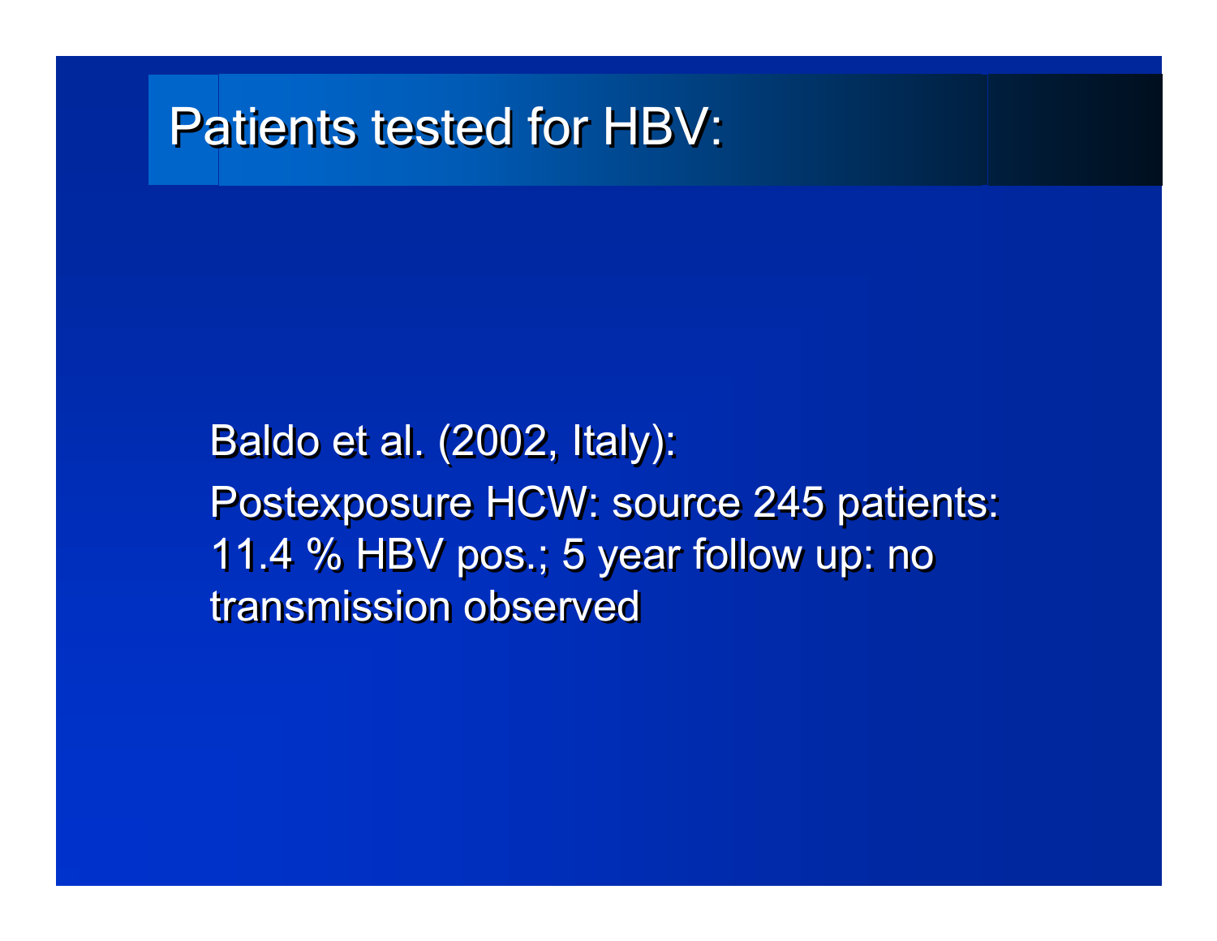# Patients tested for HBV:

Baldo et al. (2002, Italy):

Postexposure HCW: source 245 patients: 11.4 % HBV pos.; 5 year follow up: no transmission observed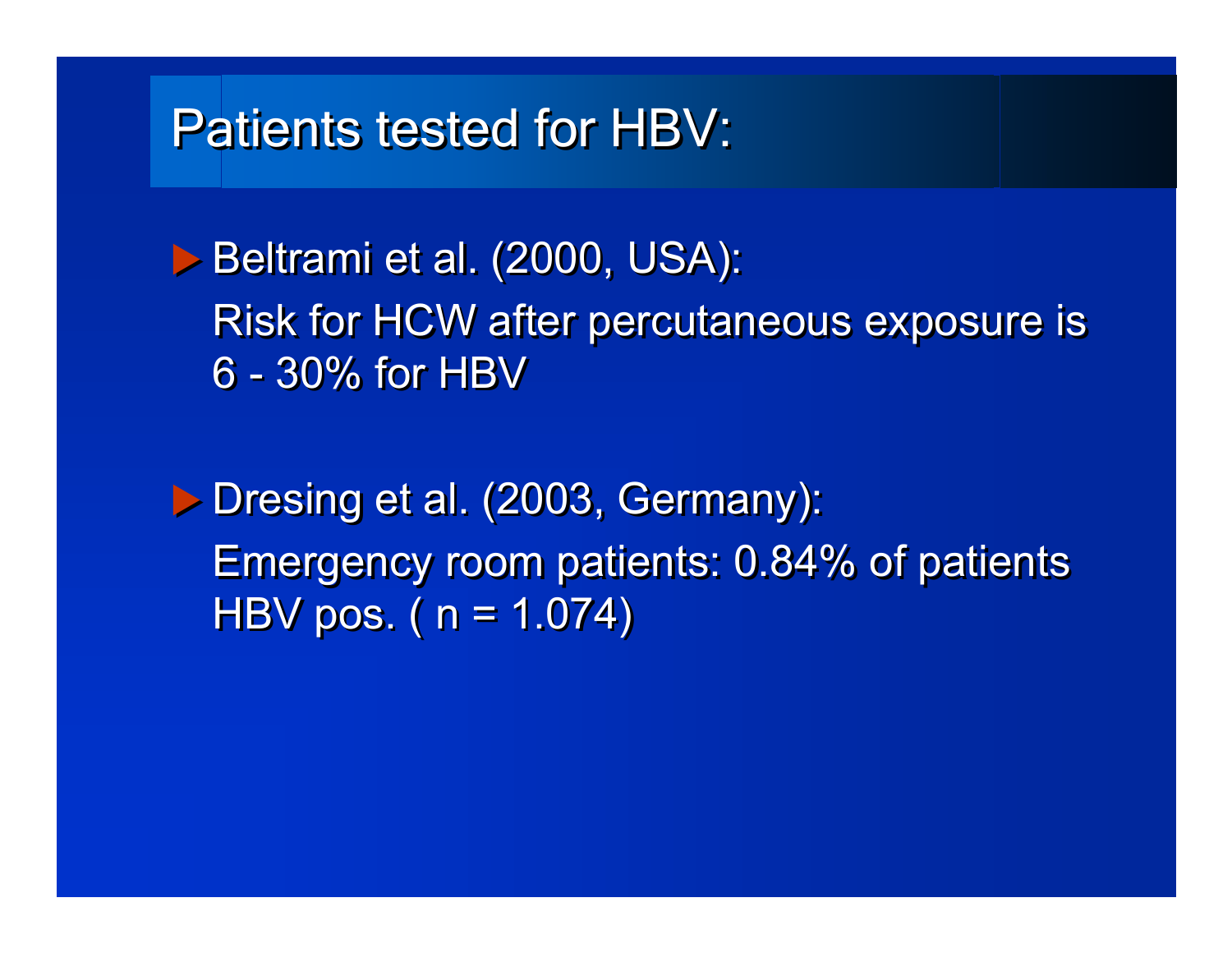# Patients tested for HBV:

- Beltrami et al. (2000, USA):
  Risk for HCW after percutaneous exposure is 6 - 30% for HBV

- Dresing et al. (2003, Germany):
  Emergency room patients: 0.84% of patients HBV pos. ( n = 1.074)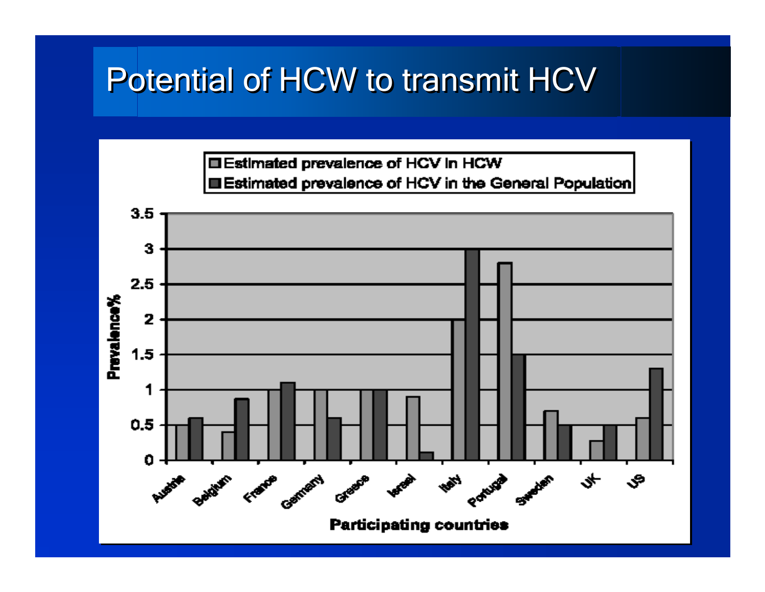# Potential of HCW to transmit HCV

Estimated prevalence of HCV in HCW
Estimated prevalence of HCV in the General Population

Prevalence%

Austria, Belgium, France, Germany, Greece, Israel, Italy, Portugal, Sweden, UK, US

Participating countries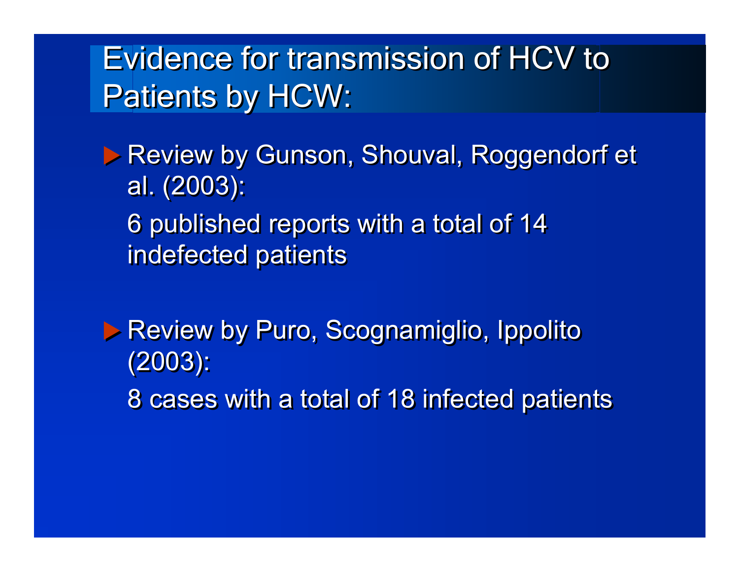# Evidence for transmission of HCV to Patients by HCW:

- Review by Gunson, Shouval, Roggendorf et al. (2003):

  6 published reports with a total of 14 indefected patients

- Review by Puro, Scognamiglio, Ippolito (2003):

  8 cases with a total of 18 infected patients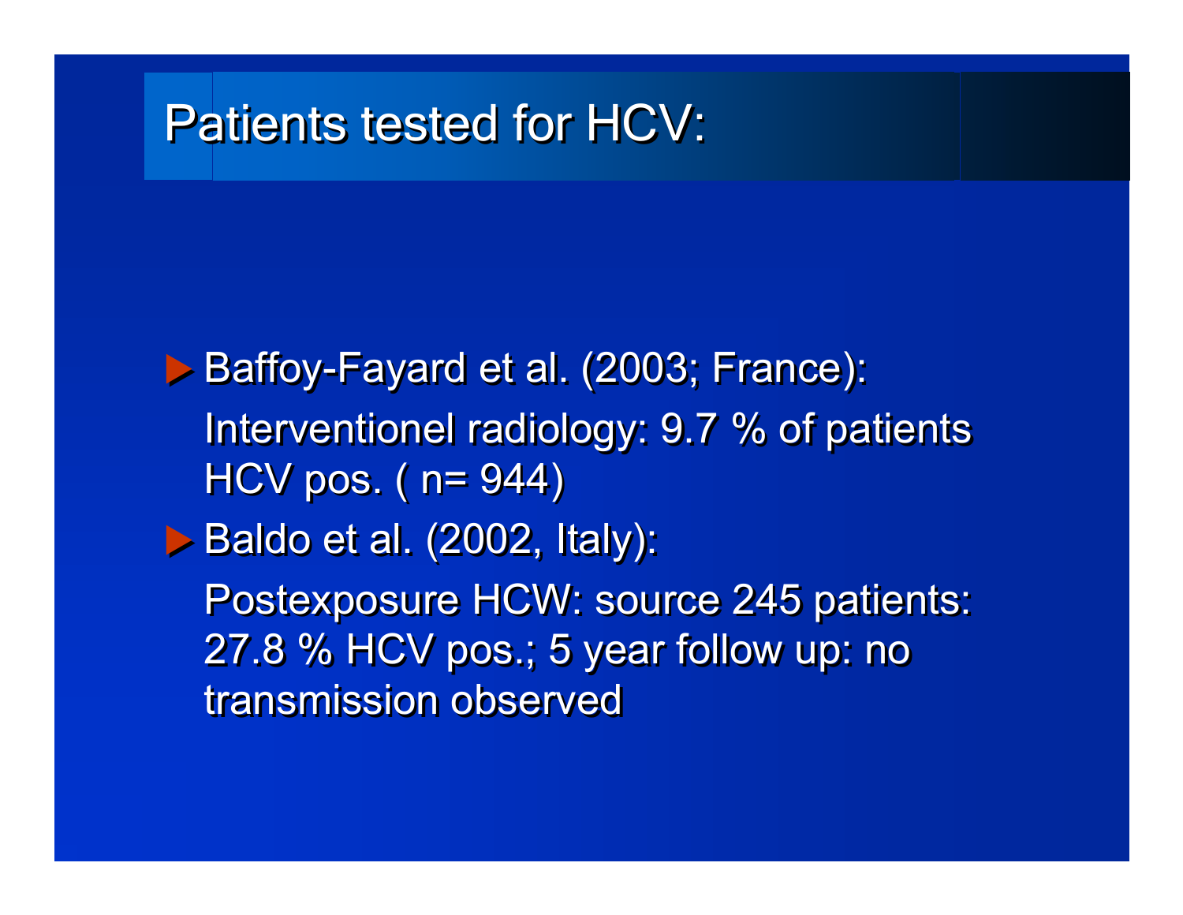# Patients tested for HCV:

- Baffoy-Fayard et al. (2003; France):

  Interventionel radiology: 9.7 % of patients HCV pos. ( n= 944)

- Baldo et al. (2002, Italy):

  Postexposure HCW: source 245 patients: 27.8 % HCV pos.; 5 year follow up: no transmission observed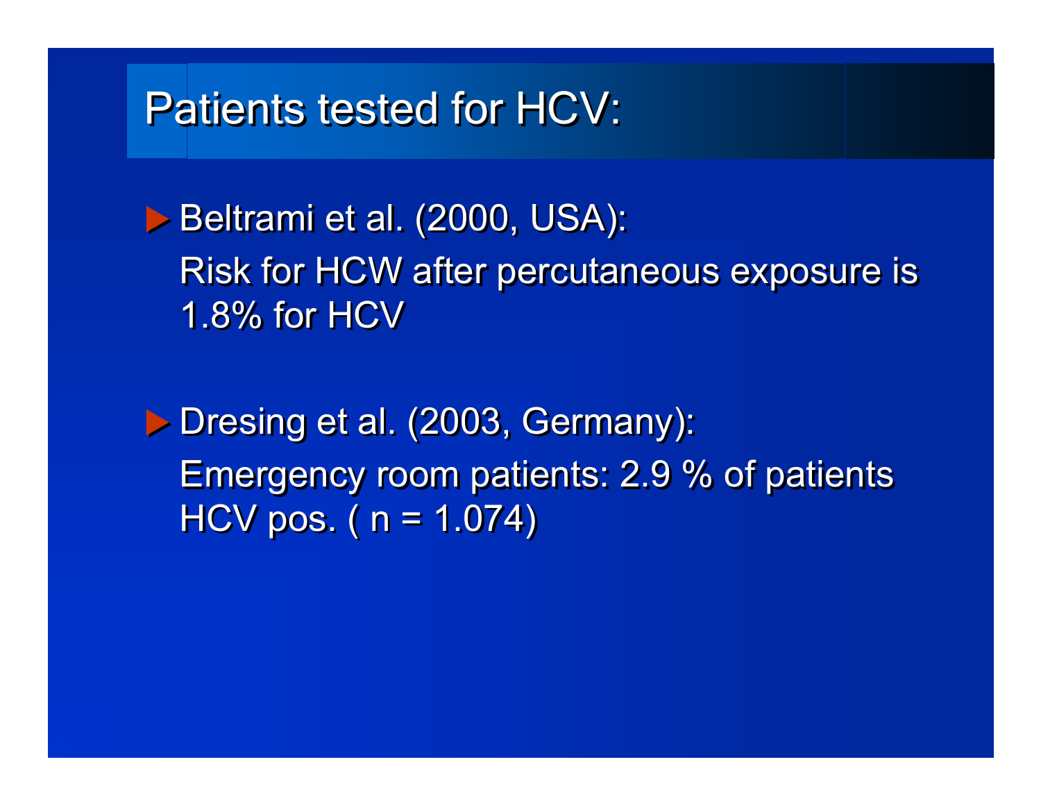# Patients tested for HCV:

- Beltrami et al. (2000, USA):
  Risk for HCW after percutaneous exposure is 1.8% for HCV

- Dresing et al. (2003, Germany):
  Emergency room patients: 2.9 % of patients HCV pos. ( n = 1.074)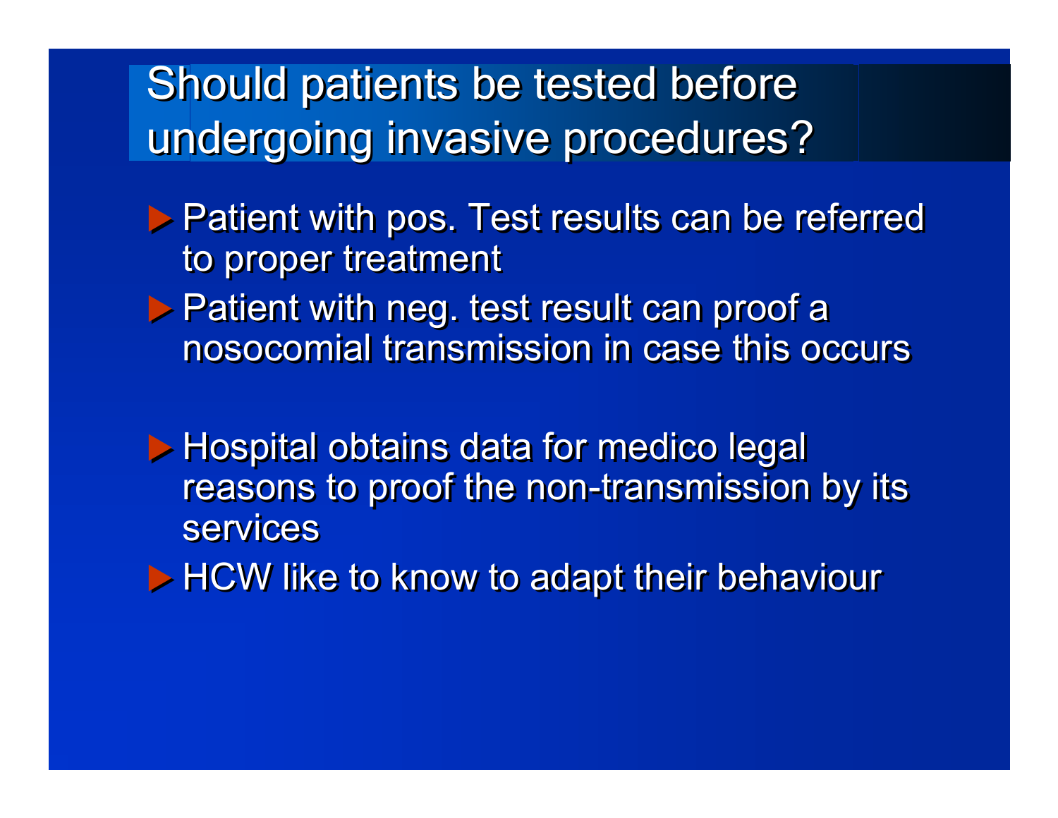# Should patients be tested before undergoing invasive procedures?

- Patient with pos. Test results can be referred to proper treatment
- Patient with neg. test result can proof a nosocomial transmission in case this occurs

- Hospital obtains data for medico legal reasons to proof the non-transmission by its services
- HCW like to know to adapt their behaviour